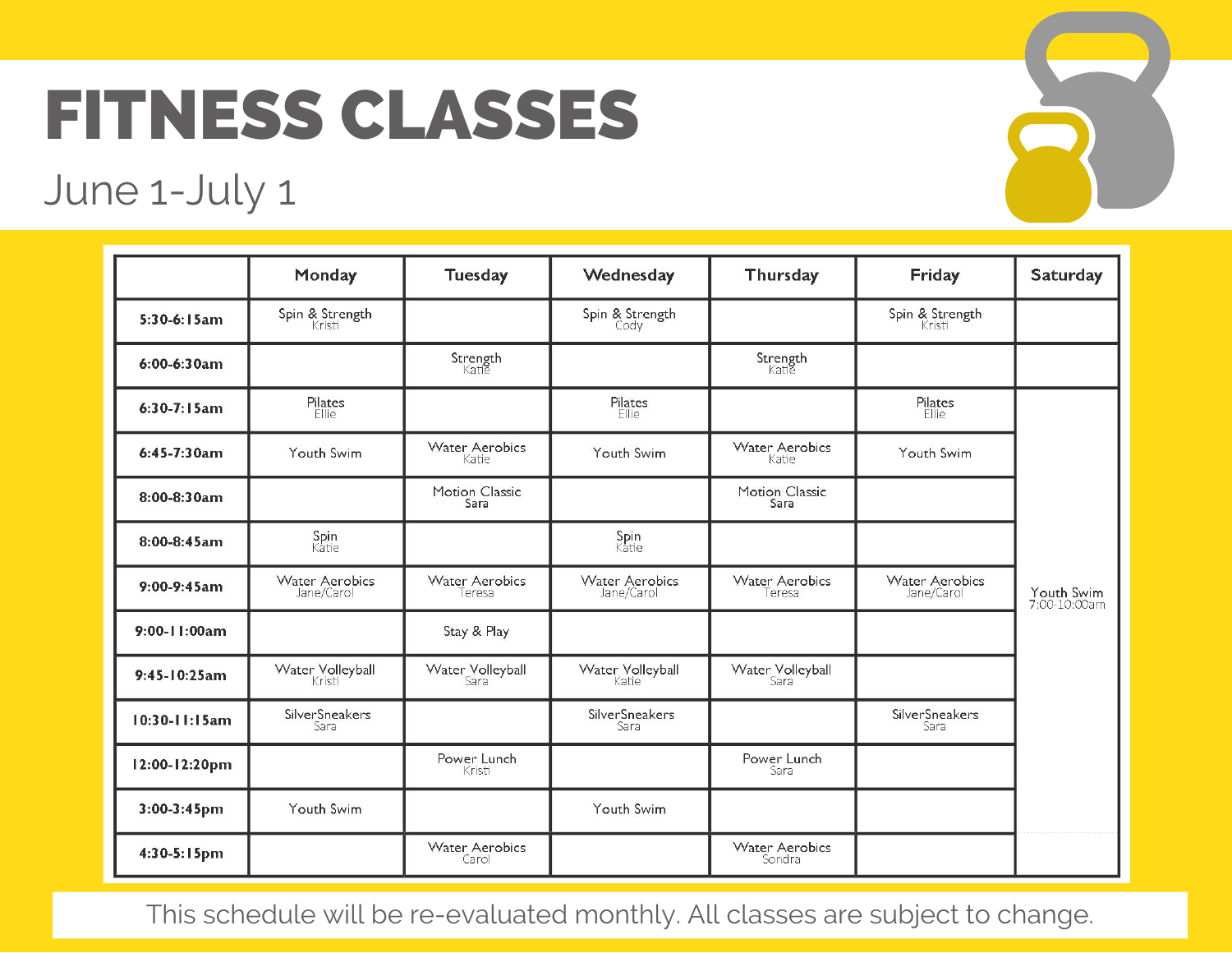# FITNESS CLASSES

June 1-July 1

| | Monday | Tuesday | Wednesday | Thursday | Friday | Saturday |
|---|---|---|---|---|---|---|
| 5:30-6:15am | Spin & Strength Kristi | | Spin & Strength Cody | | Spin & Strength Kristi | |
| 6:00-6:30am | | Strength Katie | | Strength Katie | | |
| 6:30-7:15am | Pilates Ellie | | Pilates Ellie | | Pilates Ellie | Youth Swim 7:00-10:00am |
| 6:45-7:30am | Youth Swim | Water Aerobics Katie | Youth Swim | Water Aerobics Katie | Youth Swim | |
| 8:00-8:30am | | Motion Classic Sara | | Motion Classic Sara | | |
| 8:00-8:45am | Spin Katie | | Spin Katie | | | |
| 9:00-9:45am | Water Aerobics Jane/Carol | Water Aerobics Teresa | Water Aerobics Jane/Carol | Water Aerobics Teresa | Water Aerobics Jane/Carol | |
| 9:00-11:00am | | Stay & Play | | | | |
| 9:45-10:25am | Water Volleyball Kristi | Water Volleyball Sara | Water Volleyball Katie | Water Volleyball Sara | | |
| 10:30-11:15am | SilverSneakers Sara | | SilverSneakers Sara | | SilverSneakers Sara | |
| 12:00-12:20pm | | Power Lunch Kristi | | Power Lunch Sara | | |
| 3:00-3:45pm | Youth Swim | | Youth Swim | | | |
| 4:30-5:15pm | | Water Aerobics Carol | | Water Aerobics Sondra | | |

This schedule will be re-evaluated monthly. All classes are subject to change.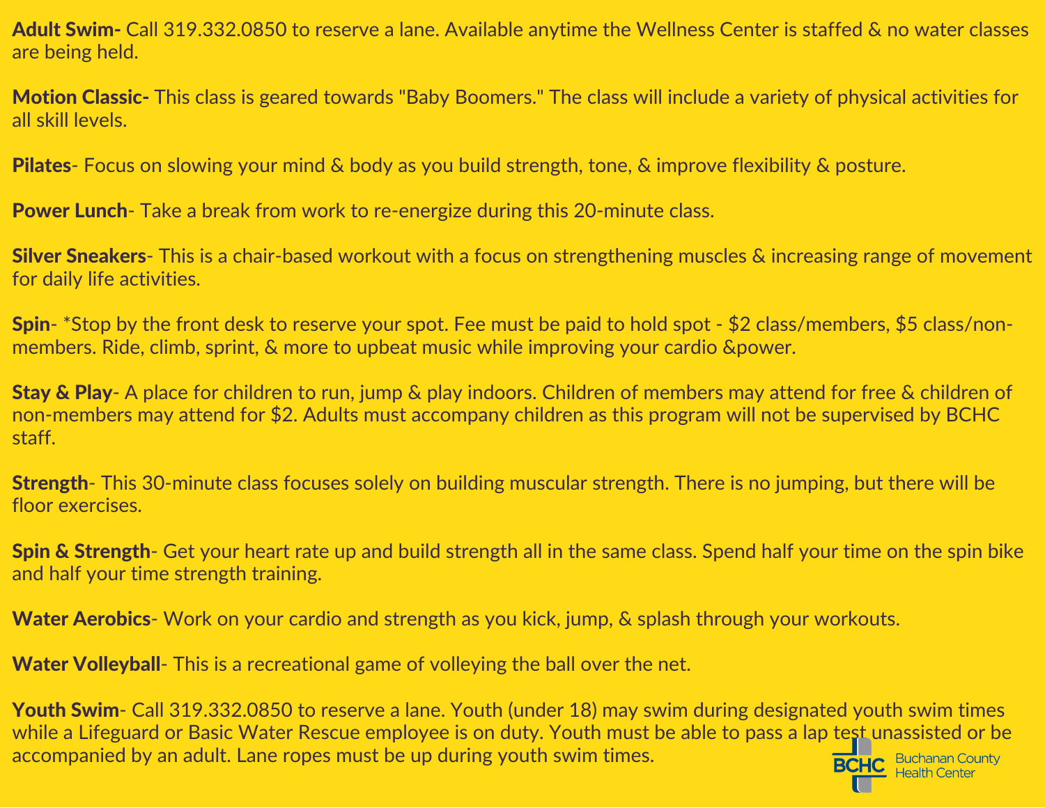**Adult Swim-** Call 319.332.0850 to reserve a lane. Available anytime the Wellness Center is staffed & no water classes are being held.

**Motion Classic-** This class is geared towards "Baby Boomers." The class will include a variety of physical activities for all skill levels.

**Pilates**- Focus on slowing your mind & body as you build strength, tone, & improve flexibility & posture.

**Power Lunch**- Take a break from work to re-energize during this 20-minute class.

**Silver Sneakers**- This is a chair-based workout with a focus on strengthening muscles & increasing range of movement for daily life activities.

**Spin**- *Stop by the front desk to reserve your spot. Fee must be paid to hold spot - $2 class/members, $5 class/non-members. Ride, climb, sprint, & more to upbeat music while improving your cardio &power.

**Stay & Play**- A place for children to run, jump & play indoors. Children of members may attend for free & children of non-members may attend for $2. Adults must accompany children as this program will not be supervised by BCHC staff.

**Strength**- This 30-minute class focuses solely on building muscular strength. There is no jumping, but there will be floor exercises.

**Spin & Strength**- Get your heart rate up and build strength all in the same class. Spend half your time on the spin bike and half your time strength training.

**Water Aerobics**- Work on your cardio and strength as you kick, jump, & splash through your workouts.

**Water Volleyball**- This is a recreational game of volleying the ball over the net.

**Youth Swim**- Call 319.332.0850 to reserve a lane. Youth (under 18) may swim during designated youth swim times while a Lifeguard or Basic Water Rescue employee is on duty. Youth must be able to pass a lap test unassisted or be accompanied by an adult. Lane ropes must be up during youth swim times.

BCHC Buchanan County Health Center